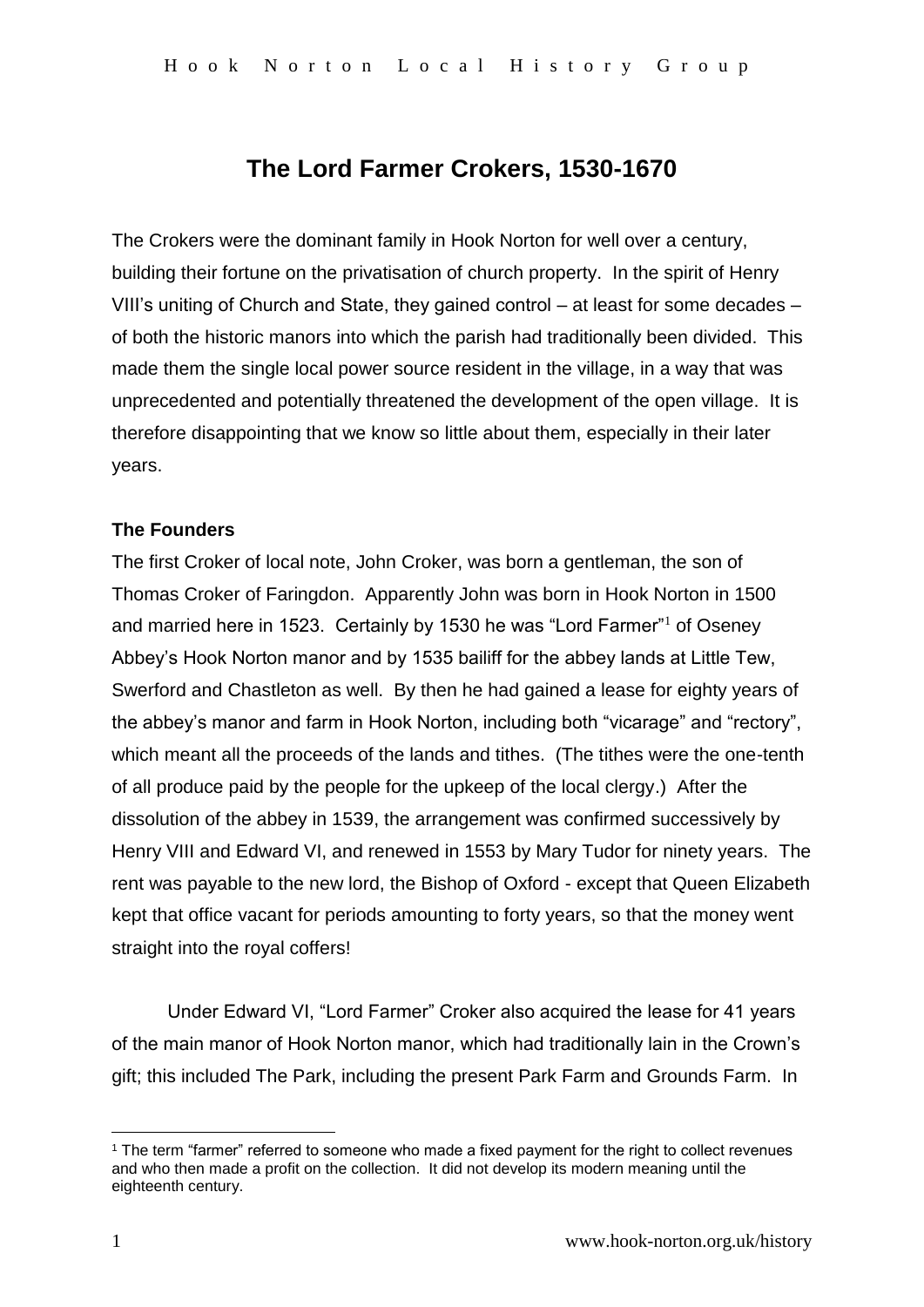# The Lord Farmer Crokers, 1530-1670

The Crokers were the dominant family in Hook Norton for well over a century, building their fortune on the privatisation of church property. In the spirit of Henry VIII's uniting of Church and State, they gained control – at least for some decades – of both the historic manors into which the parish had traditionally been divided. This made them the single local power source resident in the village, in a way that was unprecedented and potentially threatened the development of the open village. It is therefore disappointing that we know so little about them, especially in their later years.

**The Founders**

The first Croker of local note, John Croker, was born a gentleman, the son of Thomas Croker of Faringdon. Apparently John was born in Hook Norton in 1500 and married here in 1523. Certainly by 1530 he was "Lord Farmer"[1] of Oseney Abbey's Hook Norton manor and by 1535 bailiff for the abbey lands at Little Tew, Swerford and Chastleton as well. By then he had gained a lease for eighty years of the abbey's manor and farm in Hook Norton, including both "vicarage" and "rectory", which meant all the proceeds of the lands and tithes. (The tithes were the one-tenth of all produce paid by the people for the upkeep of the local clergy.) After the dissolution of the abbey in 1539, the arrangement was confirmed successively by Henry VIII and Edward VI, and renewed in 1553 by Mary Tudor for ninety years. The rent was payable to the new lord, the Bishop of Oxford - except that Queen Elizabeth kept that office vacant for periods amounting to forty years, so that the money went straight into the royal coffers!

Under Edward VI, "Lord Farmer" Croker also acquired the lease for 41 years of the main manor of Hook Norton manor, which had traditionally lain in the Crown's gift; this included The Park, including the present Park Farm and Grounds Farm. In

[1] The term "farmer" referred to someone who made a fixed payment for the right to collect revenues and who then made a profit on the collection. It did not develop its modern meaning until the eighteenth century.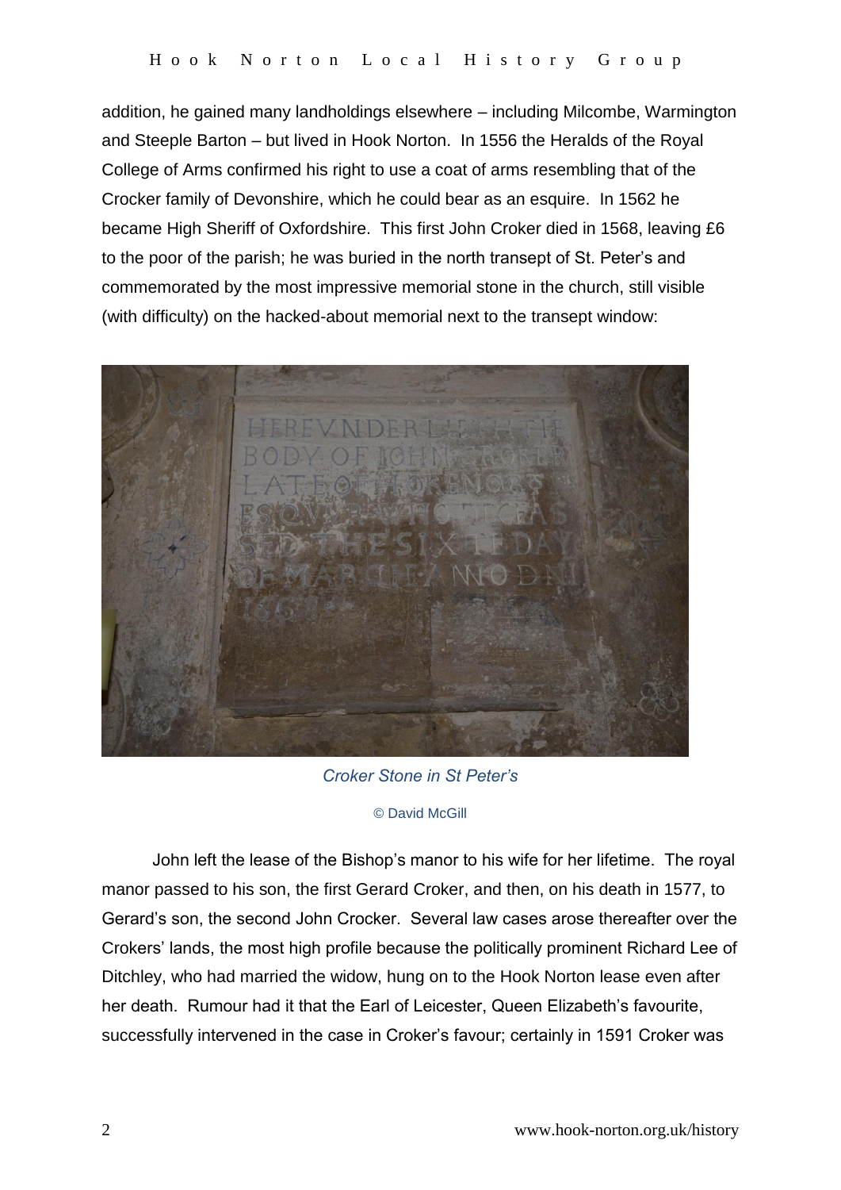addition, he gained many landholdings elsewhere – including Milcombe, Warmington and Steeple Barton – but lived in Hook Norton. In 1556 the Heralds of the Royal College of Arms confirmed his right to use a coat of arms resembling that of the Crocker family of Devonshire, which he could bear as an esquire. In 1562 he became High Sheriff of Oxfordshire. This first John Croker died in 1568, leaving £6 to the poor of the parish; he was buried in the north transept of St. Peter's and commemorated by the most impressive memorial stone in the church, still visible (with difficulty) on the hacked-about memorial next to the transept window:

*Croker Stone in St Peter's*

© David McGill

John left the lease of the Bishop's manor to his wife for her lifetime. The royal manor passed to his son, the first Gerard Croker, and then, on his death in 1577, to Gerard's son, the second John Crocker. Several law cases arose thereafter over the Crokers' lands, the most high profile because the politically prominent Richard Lee of Ditchley, who had married the widow, hung on to the Hook Norton lease even after her death. Rumour had it that the Earl of Leicester, Queen Elizabeth's favourite, successfully intervened in the case in Croker's favour; certainly in 1591 Croker was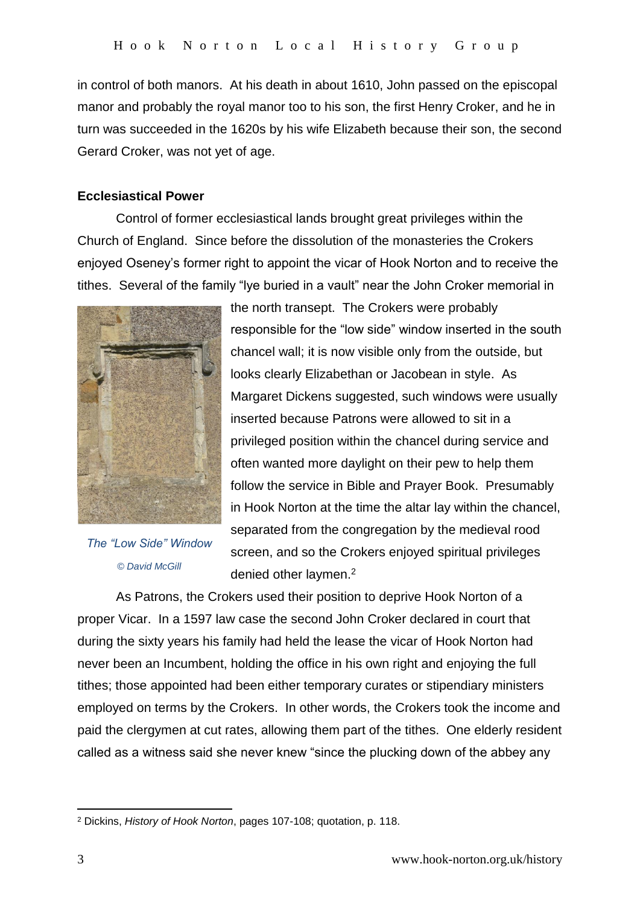in control of both manors. At his death in about 1610, John passed on the episcopal manor and probably the royal manor too to his son, the first Henry Croker, and he in turn was succeeded in the 1620s by his wife Elizabeth because their son, the second Gerard Croker, was not yet of age.

## Ecclesiastical Power

Control of former ecclesiastical lands brought great privileges within the Church of England. Since before the dissolution of the monasteries the Crokers enjoyed Oseney's former right to appoint the vicar of Hook Norton and to receive the tithes. Several of the family "lye buried in a vault" near the John Croker memorial in the north transept. The Crokers were probably responsible for the "low side" window inserted in the south chancel wall; it is now visible only from the outside, but looks clearly Elizabethan or Jacobean in style. As Margaret Dickens suggested, such windows were usually inserted because Patrons were allowed to sit in a privileged position within the chancel during service and often wanted more daylight on their pew to help them follow the service in Bible and Prayer Book. Presumably in Hook Norton at the time the altar lay within the chancel, separated from the congregation by the medieval rood screen, and so the Crokers enjoyed spiritual privileges denied other laymen.[2]

*The "Low Side" Window*

*© David McGill*

As Patrons, the Crokers used their position to deprive Hook Norton of a proper Vicar. In a 1597 law case the second John Croker declared in court that during the sixty years his family had held the lease the vicar of Hook Norton had never been an Incumbent, holding the office in his own right and enjoying the full tithes; those appointed had been either temporary curates or stipendiary ministers employed on terms by the Crokers. In other words, the Crokers took the income and paid the clergymen at cut rates, allowing them part of the tithes. One elderly resident called as a witness said she never knew "since the plucking down of the abbey any

---

[2] Dickins, *History of Hook Norton*, pages 107-108; quotation, p. 118.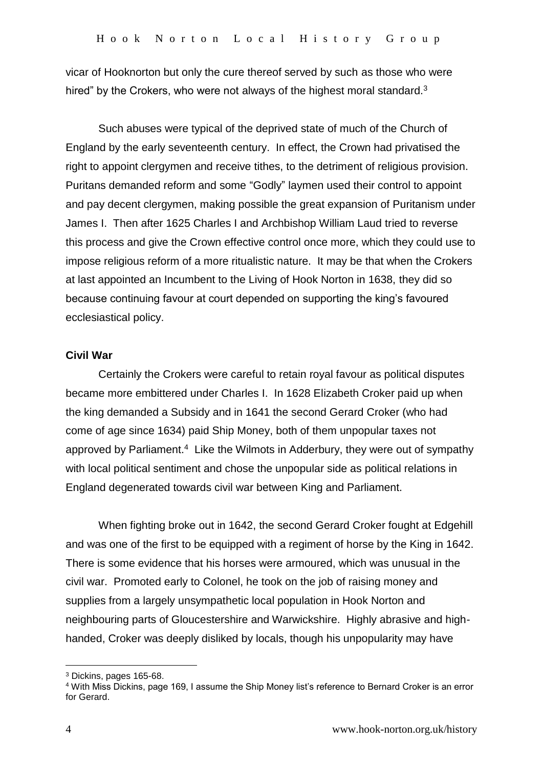vicar of Hooknorton but only the cure thereof served by such as those who were hired" by the Crokers, who were not always of the highest moral standard.[3]

Such abuses were typical of the deprived state of much of the Church of England by the early seventeenth century. In effect, the Crown had privatised the right to appoint clergymen and receive tithes, to the detriment of religious provision. Puritans demanded reform and some "Godly" laymen used their control to appoint and pay decent clergymen, making possible the great expansion of Puritanism under James I. Then after 1625 Charles I and Archbishop William Laud tried to reverse this process and give the Crown effective control once more, which they could use to impose religious reform of a more ritualistic nature. It may be that when the Crokers at last appointed an Incumbent to the Living of Hook Norton in 1638, they did so because continuing favour at court depended on supporting the king's favoured ecclesiastical policy.

**Civil War**

Certainly the Crokers were careful to retain royal favour as political disputes became more embittered under Charles I. In 1628 Elizabeth Croker paid up when the king demanded a Subsidy and in 1641 the second Gerard Croker (who had come of age since 1634) paid Ship Money, both of them unpopular taxes not approved by Parliament.[4] Like the Wilmots in Adderbury, they were out of sympathy with local political sentiment and chose the unpopular side as political relations in England degenerated towards civil war between King and Parliament.

When fighting broke out in 1642, the second Gerard Croker fought at Edgehill and was one of the first to be equipped with a regiment of horse by the King in 1642. There is some evidence that his horses were armoured, which was unusual in the civil war. Promoted early to Colonel, he took on the job of raising money and supplies from a largely unsympathetic local population in Hook Norton and neighbouring parts of Gloucestershire and Warwickshire. Highly abrasive and high-handed, Croker was deeply disliked by locals, though his unpopularity may have

---

[3] Dickins, pages 165-68.

[4] With Miss Dickins, page 169, I assume the Ship Money list's reference to Bernard Croker is an error for Gerard.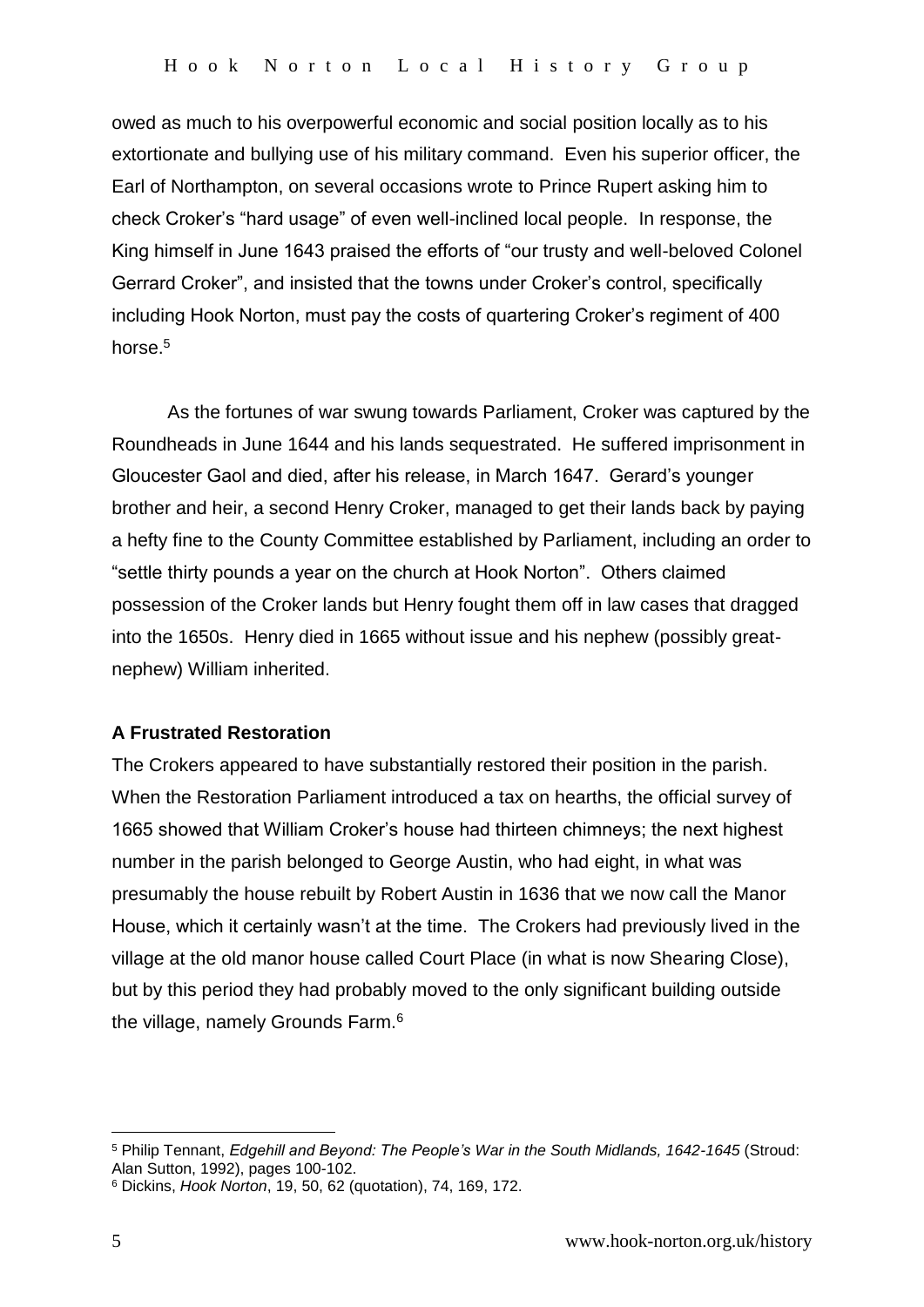owed as much to his overpowerful economic and social position locally as to his extortionate and bullying use of his military command. Even his superior officer, the Earl of Northampton, on several occasions wrote to Prince Rupert asking him to check Croker's "hard usage" of even well-inclined local people. In response, the King himself in June 1643 praised the efforts of "our trusty and well-beloved Colonel Gerrard Croker", and insisted that the towns under Croker's control, specifically including Hook Norton, must pay the costs of quartering Croker's regiment of 400 horse.[5]

As the fortunes of war swung towards Parliament, Croker was captured by the Roundheads in June 1644 and his lands sequestrated. He suffered imprisonment in Gloucester Gaol and died, after his release, in March 1647. Gerard's younger brother and heir, a second Henry Croker, managed to get their lands back by paying a hefty fine to the County Committee established by Parliament, including an order to "settle thirty pounds a year on the church at Hook Norton". Others claimed possession of the Croker lands but Henry fought them off in law cases that dragged into the 1650s. Henry died in 1665 without issue and his nephew (possibly great-nephew) William inherited.

**A Frustrated Restoration**

The Crokers appeared to have substantially restored their position in the parish. When the Restoration Parliament introduced a tax on hearths, the official survey of 1665 showed that William Croker's house had thirteen chimneys; the next highest number in the parish belonged to George Austin, who had eight, in what was presumably the house rebuilt by Robert Austin in 1636 that we now call the Manor House, which it certainly wasn't at the time. The Crokers had previously lived in the village at the old manor house called Court Place (in what is now Shearing Close), but by this period they had probably moved to the only significant building outside the village, namely Grounds Farm.[6]

---

[5] Philip Tennant, *Edgehill and Beyond: The People's War in the South Midlands, 1642-1645* (Stroud: Alan Sutton, 1992), pages 100-102.

[6] Dickins, *Hook Norton*, 19, 50, 62 (quotation), 74, 169, 172.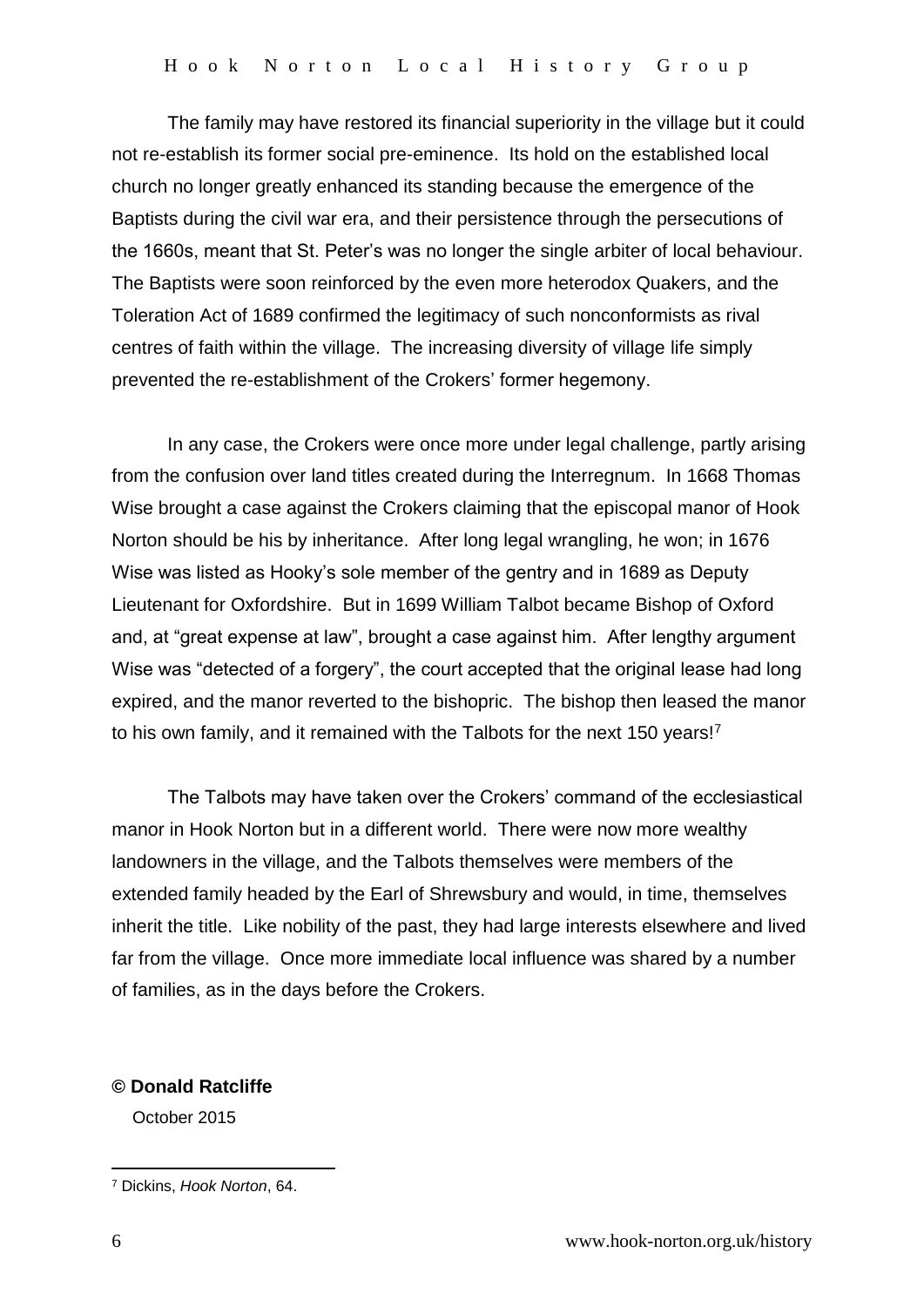The family may have restored its financial superiority in the village but it could not re-establish its former social pre-eminence. Its hold on the established local church no longer greatly enhanced its standing because the emergence of the Baptists during the civil war era, and their persistence through the persecutions of the 1660s, meant that St. Peter's was no longer the single arbiter of local behaviour. The Baptists were soon reinforced by the even more heterodox Quakers, and the Toleration Act of 1689 confirmed the legitimacy of such nonconformists as rival centres of faith within the village. The increasing diversity of village life simply prevented the re-establishment of the Crokers' former hegemony.

In any case, the Crokers were once more under legal challenge, partly arising from the confusion over land titles created during the Interregnum. In 1668 Thomas Wise brought a case against the Crokers claiming that the episcopal manor of Hook Norton should be his by inheritance. After long legal wrangling, he won; in 1676 Wise was listed as Hooky's sole member of the gentry and in 1689 as Deputy Lieutenant for Oxfordshire. But in 1699 William Talbot became Bishop of Oxford and, at "great expense at law", brought a case against him. After lengthy argument Wise was "detected of a forgery", the court accepted that the original lease had long expired, and the manor reverted to the bishopric. The bishop then leased the manor to his own family, and it remained with the Talbots for the next 150 years![7]

The Talbots may have taken over the Crokers' command of the ecclesiastical manor in Hook Norton but in a different world. There were now more wealthy landowners in the village, and the Talbots themselves were members of the extended family headed by the Earl of Shrewsbury and would, in time, themselves inherit the title. Like nobility of the past, they had large interests elsewhere and lived far from the village. Once more immediate local influence was shared by a number of families, as in the days before the Crokers.

**© Donald Ratcliffe**

October 2015

---

[7] Dickins, *Hook Norton*, 64.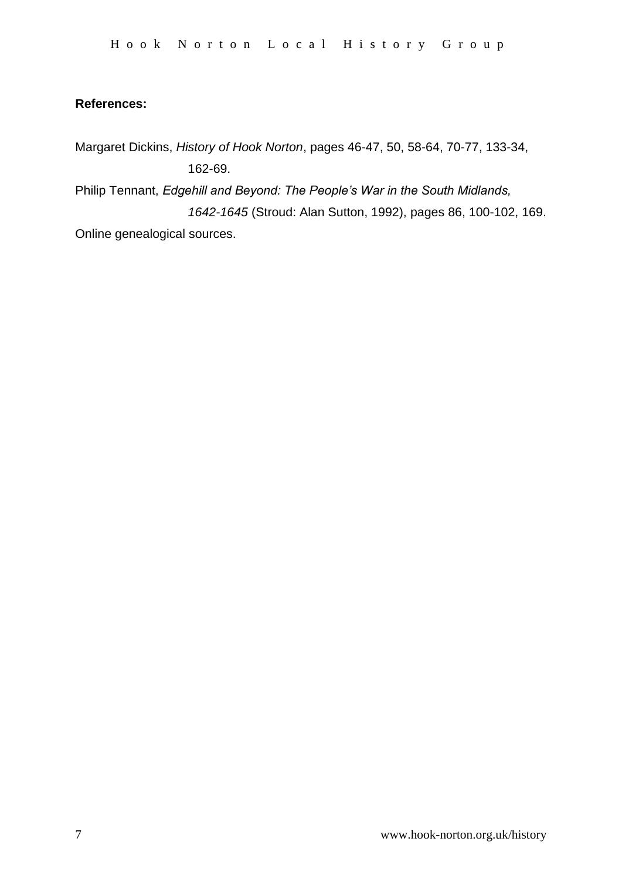**References:**

Margaret Dickins, *History of Hook Norton*, pages 46-47, 50, 58-64, 70-77, 133-34, 162-69.

Philip Tennant, *Edgehill and Beyond: The People's War in the South Midlands, 1642-1645* (Stroud: Alan Sutton, 1992), pages 86, 100-102, 169.

Online genealogical sources.